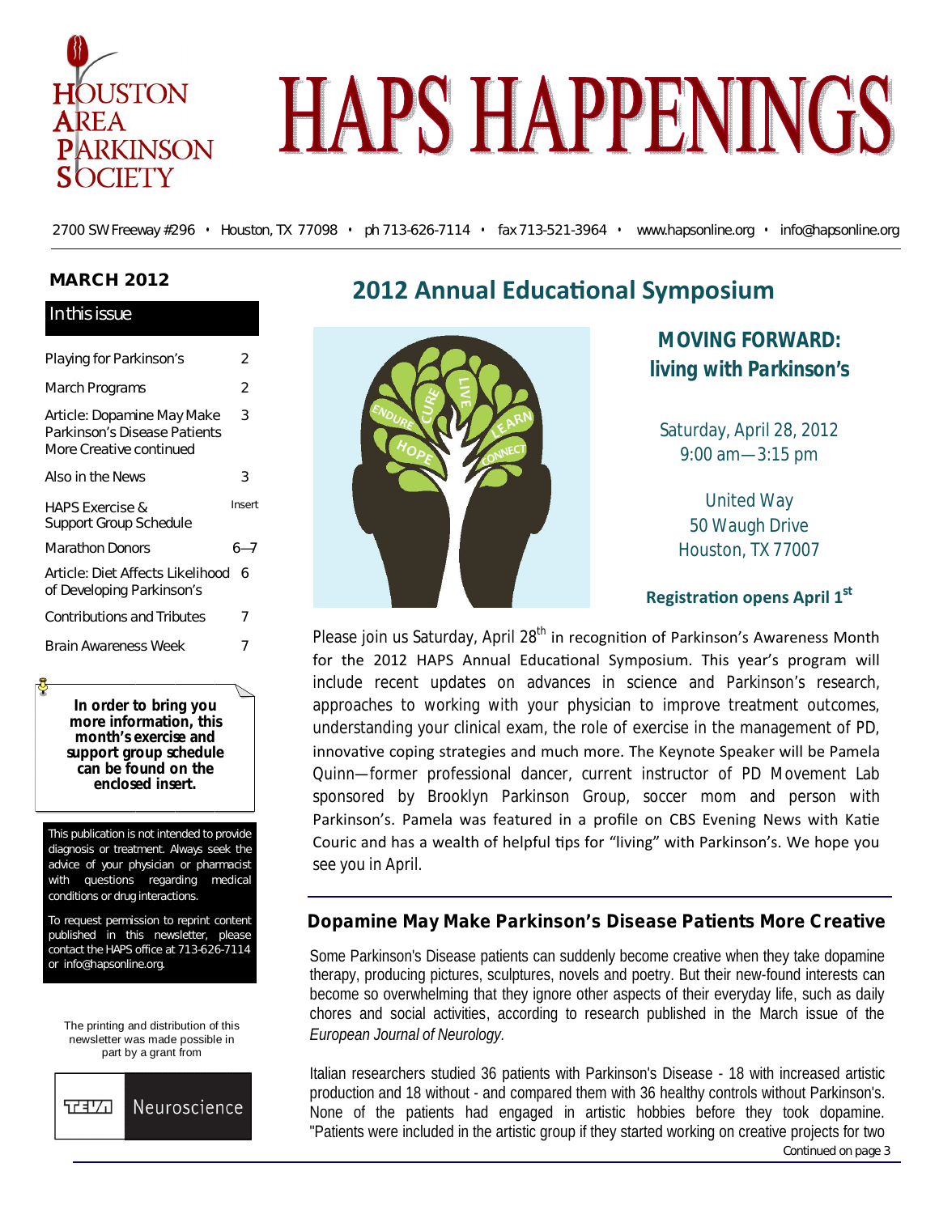# HAPS HAPPENINGS

HOUSTON AREA PARKINSON SOCIETY

2700 SW Freeway #296 • Houston, TX 77098 • ph 713-626-7114 • fax 713-521-3964 • www.hapsonline.org • info@hapsonline.org

**MARCH 2012**

## In this issue

| | |
|---|---|
| Playing for Parkinson's | 2 |
| March Programs | 2 |
| Article: Dopamine May Make Parkinson's Disease Patients More Creative continued | 3 |
| Also in the News | 3 |
| HAPS Exercise & Support Group Schedule | Insert |
| Marathon Donors | 6—7 |
| Article: Diet Affects Likelihood of Developing Parkinson's | 6 |
| Contributions and Tributes | 7 |
| Brain Awareness Week | 7 |

**In order to bring you more information, this month's exercise and support group schedule can be found on the enclosed insert.**

This publication is not intended to provide diagnosis or treatment. Always seek the advice of your physician or pharmacist with questions regarding medical conditions or drug interactions.

To request permission to reprint content published in this newsletter, please contact the HAPS office at 713-626-7114 or info@hapsonline.org.

The printing and distribution of this newsletter was made possible in part by a grant from

TEVA Neuroscience

## 2012 Annual Educational Symposium

### MOVING FORWARD: living with Parkinson's

Saturday, April 28, 2012
9:00 am—3:15 pm

United Way
50 Waugh Drive
Houston, TX 77007

**Registration opens April 1st**

Please join us Saturday, April 28th in recognition of Parkinson's Awareness Month for the 2012 HAPS Annual Educational Symposium. This year's program will include recent updates on advances in science and Parkinson's research, approaches to working with your physician to improve treatment outcomes, understanding your clinical exam, the role of exercise in the management of PD, innovative coping strategies and much more. The Keynote Speaker will be Pamela Quinn—former professional dancer, current instructor of PD Movement Lab sponsored by Brooklyn Parkinson Group, soccer mom and person with Parkinson's. Pamela was featured in a profile on CBS Evening News with Katie Couric and has a wealth of helpful tips for "living" with Parkinson's. We hope you see you in April.

## Dopamine May Make Parkinson's Disease Patients More Creative

Some Parkinson's Disease patients can suddenly become creative when they take dopamine therapy, producing pictures, sculptures, novels and poetry. But their new-found interests can become so overwhelming that they ignore other aspects of their everyday life, such as daily chores and social activities, according to research published in the March issue of the *European Journal of Neurology*.

Italian researchers studied 36 patients with Parkinson's Disease - 18 with increased artistic production and 18 without - and compared them with 36 healthy controls without Parkinson's. None of the patients had engaged in artistic hobbies before they took dopamine. "Patients were included in the artistic group if they started working on creative projects for two

Continued on page 3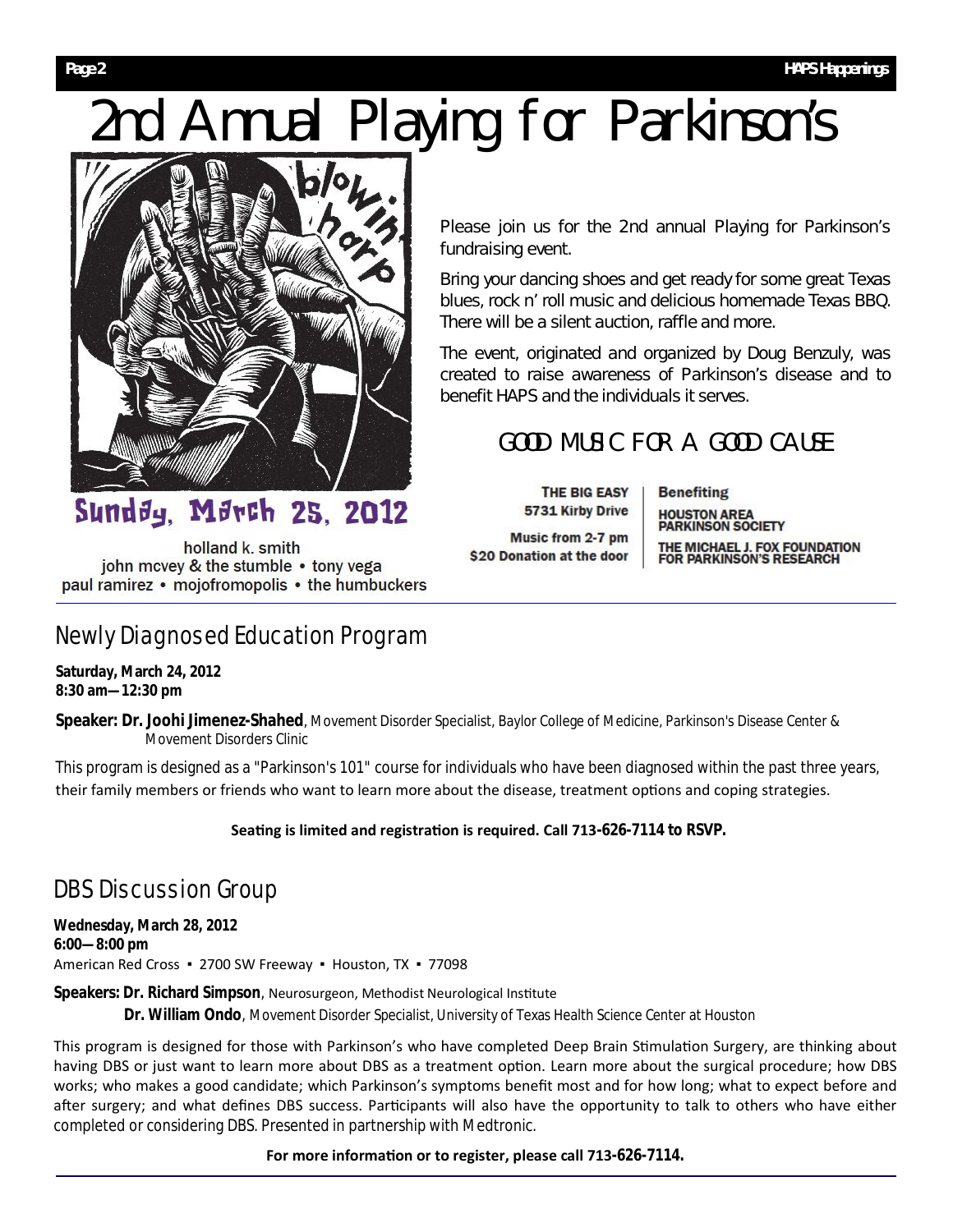# 2nd Annual Playing for Parkinson's

blowin' harp

Sunday, March 25, 2012

holland k. smith
john mcvey & the stumble • tony vega
paul ramirez • mojofromopolis • the humbuckers

Please join us for the 2nd annual Playing for Parkinson's fundraising event.

Bring your dancing shoes and get ready for some great Texas blues, rock n' roll music and delicious homemade Texas BBQ. There will be a silent auction, raffle and more.

The event, originated and organized by Doug Benzuly, was created to raise awareness of Parkinson's disease and to benefit HAPS and the individuals it serves.

## GOOD MUSIC FOR A GOOD CAUSE

**THE BIG EASY**
**5731 Kirby Drive**

**Music from 2-7 pm**
**$20 Donation at the door**

**Benefiting**

**HOUSTON AREA PARKINSON SOCIETY**

**THE MICHAEL J. FOX FOUNDATION FOR PARKINSON'S RESEARCH**

## Newly Diagnosed Education Program

**Saturday, March 24, 2012**
**8:30 am—12:30 pm**

**Speaker: Dr. Joohi Jimenez-Shahed**, Movement Disorder Specialist, Baylor College of Medicine, Parkinson's Disease Center & Movement Disorders Clinic

This program is designed as a "Parkinson's 101" course for individuals who have been diagnosed within the past three years, their family members or friends who want to learn more about the disease, treatment options and coping strategies.

**Seating is limited and registration is required. Call 713-626-7114 to RSVP.**

## DBS Discussion Group

**Wednesday, March 28, 2012**
**6:00—8:00 pm**
American Red Cross ▪ 2700 SW Freeway ▪ Houston, TX ▪ 77098

**Speakers: Dr. Richard Simpson**, Neurosurgeon, Methodist Neurological Institute
**Dr. William Ondo**, Movement Disorder Specialist, University of Texas Health Science Center at Houston

This program is designed for those with Parkinson's who have completed Deep Brain Stimulation Surgery, are thinking about having DBS or just want to learn more about DBS as a treatment option. Learn more about the surgical procedure; how DBS works; who makes a good candidate; which Parkinson's symptoms benefit most and for how long; what to expect before and after surgery; and what defines DBS success. Participants will also have the opportunity to talk to others who have either completed or considering DBS. Presented in partnership with Medtronic.

**For more information or to register, please call 713-626-7114.**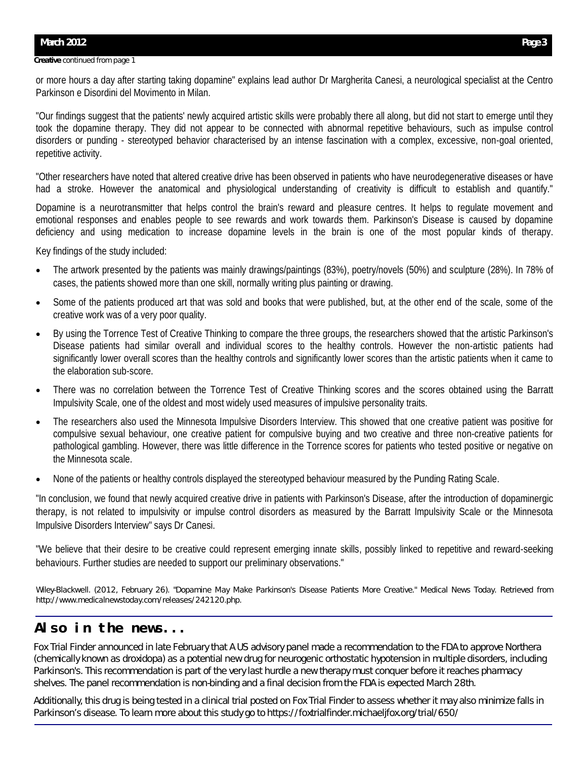**Creative** continued from page 1

or more hours a day after starting taking dopamine" explains lead author Dr Margherita Canesi, a neurological specialist at the Centro Parkinson e Disordini del Movimento in Milan.

"Our findings suggest that the patients' newly acquired artistic skills were probably there all along, but did not start to emerge until they took the dopamine therapy. They did not appear to be connected with abnormal repetitive behaviours, such as impulse control disorders or punding - stereotyped behavior characterised by an intense fascination with a complex, excessive, non-goal oriented, repetitive activity.

"Other researchers have noted that altered creative drive has been observed in patients who have neurodegenerative diseases or have had a stroke. However the anatomical and physiological understanding of creativity is difficult to establish and quantify."

Dopamine is a neurotransmitter that helps control the brain's reward and pleasure centres. It helps to regulate movement and emotional responses and enables people to see rewards and work towards them. Parkinson's Disease is caused by dopamine deficiency and using medication to increase dopamine levels in the brain is one of the most popular kinds of therapy.

Key findings of the study included:

- The artwork presented by the patients was mainly drawings/paintings (83%), poetry/novels (50%) and sculpture (28%). In 78% of cases, the patients showed more than one skill, normally writing plus painting or drawing.
- Some of the patients produced art that was sold and books that were published, but, at the other end of the scale, some of the creative work was of a very poor quality.
- By using the Torrence Test of Creative Thinking to compare the three groups, the researchers showed that the artistic Parkinson's Disease patients had similar overall and individual scores to the healthy controls. However the non-artistic patients had significantly lower overall scores than the healthy controls and significantly lower scores than the artistic patients when it came to the elaboration sub-score.
- There was no correlation between the Torrence Test of Creative Thinking scores and the scores obtained using the Barratt Impulsivity Scale, one of the oldest and most widely used measures of impulsive personality traits.
- The researchers also used the Minnesota Impulsive Disorders Interview. This showed that one creative patient was positive for compulsive sexual behaviour, one creative patient for compulsive buying and two creative and three non-creative patients for pathological gambling. However, there was little difference in the Torrence scores for patients who tested positive or negative on the Minnesota scale.
- None of the patients or healthy controls displayed the stereotyped behaviour measured by the Punding Rating Scale.

"In conclusion, we found that newly acquired creative drive in patients with Parkinson's Disease, after the introduction of dopaminergic therapy, is not related to impulsivity or impulse control disorders as measured by the Barratt Impulsivity Scale or the Minnesota Impulsive Disorders Interview" says Dr Canesi.

"We believe that their desire to be creative could represent emerging innate skills, possibly linked to repetitive and reward-seeking behaviours. Further studies are needed to support our preliminary observations."

Wiley-Blackwell. (2012, February 26). "Dopamine May Make Parkinson's Disease Patients More Creative." Medical News Today. Retrieved from http://www.medicalnewstoday.com/releases/242120.php.

## Also in the news...

Fox Trial Finder announced in late February that A US advisory panel made a recommendation to the FDA to approve Northera (chemically known as droxidopa) as a potential new drug for neurogenic orthostatic hypotension in multiple disorders, including Parkinson's. This recommendation is part of the very last hurdle a new therapy must conquer before it reaches pharmacy shelves. The panel recommendation is non-binding and a final decision from the FDA is expected March 28th.

Additionally, this drug is being tested in a clinical trial posted on Fox Trial Finder to assess whether it may also minimize falls in Parkinson's disease. To learn more about this study go to https://foxtrialfinder.michaeljfox.org/trial/650/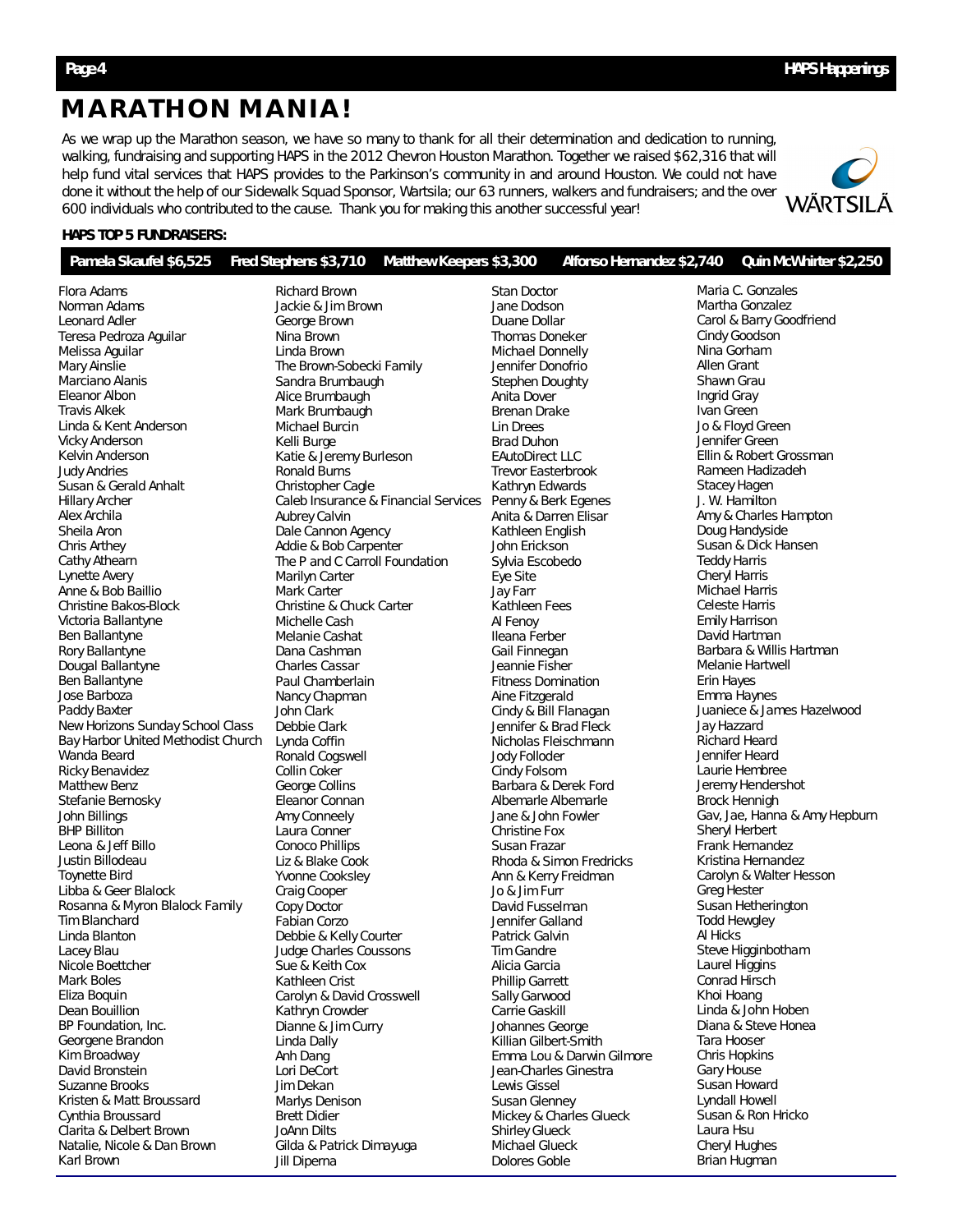# MARATHON MANIA!

As we wrap up the Marathon season, we have so many to thank for all their determination and dedication to running, walking, fundraising and supporting HAPS in the 2012 Chevron Houston Marathon. Together we raised $62,316 that will help fund vital services that HAPS provides to the Parkinson's community in and around Houston. We could not have done it without the help of our Sidewalk Squad Sponsor, Wartsila; our 63 runners, walkers and fundraisers; and the over 600 individuals who contributed to the cause. Thank you for making this another successful year!

WÄRTSILÄ

**HAPS TOP 5 FUNDRAISERS:**

**Pamela Skaufel $6,525 Fred Stephens $3,710 Matthew Keepers $3,300 Alfonso Hernandez $2,740 Quin McWhirter $2,250**

Flora Adams
Norman Adams
Leonard Adler
Teresa Pedroza Aguilar
Melissa Aguilar
Mary Ainslie
Marciano Alanis
Eleanor Albon
Travis Alkek
Linda & Kent Anderson
Vicky Anderson
Kelvin Anderson
Judy Andries
Susan & Gerald Anhalt
Hillary Archer
Alex Archila
Sheila Aron
Chris Arthey
Cathy Athearn
Lynette Avery
Anne & Bob Baillio
Christine Bakos-Block
Victoria Ballantyne
Ben Ballantyne
Rory Ballantyne
Dougal Ballantyne
Ben Ballantyne
Jose Barboza
Paddy Baxter
New Horizons Sunday School Class
Bay Harbor United Methodist Church
Wanda Beard
Ricky Benavidez
Matthew Benz
Stefanie Bernosky
John Billings
BHP Billiton
Leona & Jeff Billo
Justin Billodeau
Toynette Bird
Libba & Geer Blalock
Rosanna & Myron Blalock Family
Tim Blanchard
Linda Blanton
Lacey Blau
Nicole Boettcher
Mark Boles
Eliza Boquin
Dean Bouillion
BP Foundation, Inc.
Georgene Brandon
Kim Broadway
David Bronstein
Suzanne Brooks
Kristen & Matt Broussard
Cynthia Broussard
Clarita & Delbert Brown
Natalie, Nicole & Dan Brown
Karl Brown
Richard Brown
Jackie & Jim Brown
George Brown
Nina Brown
Linda Brown
The Brown-Sobecki Family
Sandra Brumbaugh
Alice Brumbaugh
Mark Brumbaugh
Michael Burcin
Kelli Burge
Katie & Jeremy Burleson
Ronald Burns
Christopher Cagle
Caleb Insurance & Financial Services
Aubrey Calvin
Dale Cannon Agency
Addie & Bob Carpenter
The P and C Carroll Foundation
Marilyn Carter
Mark Carter
Christine & Chuck Carter
Michelle Cash
Melanie Cashat
Dana Cashman
Charles Cassar
Paul Chamberlain
Nancy Chapman
John Clark
Debbie Clark
Lynda Coffin
Ronald Cogswell
Collin Coker
George Collins
Eleanor Connan
Amy Conneely
Laura Conner
Conoco Phillips
Liz & Blake Cook
Yvonne Cooksley
Craig Cooper
Copy Doctor
Fabian Corzo
Debbie & Kelly Courter
Judge Charles Coussons
Sue & Keith Cox
Kathleen Crist
Carolyn & David Crosswell
Kathryn Crowder
Dianne & Jim Curry
Linda Dally
Anh Dang
Lori DeCort
Jim Dekan
Marlys Denison
Brett Didier
JoAnn Dilts
Gilda & Patrick Dimayuga
Jill Diperna
Stan Doctor
Jane Dodson
Duane Dollar
Thomas Doneker
Michael Donnelly
Jennifer Donofrio
Stephen Doughty
Anita Dover
Brenan Drake
Lin Drees
Brad Duhon
EAutoDirect LLC
Trevor Easterbrook
Kathryn Edwards
Penny & Berk Egenes
Anita & Darren Elisar
Kathleen English
John Erickson
Sylvia Escobedo
Eye Site
Jay Farr
Kathleen Fees
Al Fenoy
Ileana Ferber
Gail Finnegan
Jeannie Fisher
Fitness Domination
Aine Fitzgerald
Cindy & Bill Flanagan
Jennifer & Brad Fleck
Nicholas Fleischmann
Jody Folloder
Cindy Folsom
Barbara & Derek Ford
Albemarle Albemarle
Jane & John Fowler
Christine Fox
Susan Frazar
Rhoda & Simon Fredricks
Ann & Kerry Freidman
Jo & Jim Furr
David Fusselman
Jennifer Galland
Patrick Galvin
Tim Gandre
Alicia Garcia
Phillip Garrett
Sally Garwood
Carrie Gaskill
Johannes George
Killian Gilbert-Smith
Emma Lou & Darwin Gilmore
Jean-Charles Ginestra
Lewis Gissel
Susan Glenney
Mickey & Charles Glueck
Shirley Glueck
Michael Glueck
Dolores Goble
Maria C. Gonzales
Martha Gonzalez
Carol & Barry Goodfriend
Cindy Goodson
Nina Gorham
Allen Grant
Shawn Grau
Ingrid Gray
Ivan Green
Jo & Floyd Green
Jennifer Green
Ellin & Robert Grossman
Rameen Hadizadeh
Stacey Hagen
J. W. Hamilton
Amy & Charles Hampton
Doug Handyside
Susan & Dick Hansen
Teddy Harris
Cheryl Harris
Michael Harris
Celeste Harris
Emily Harrison
David Hartman
Barbara & Willis Hartman
Melanie Hartwell
Erin Hayes
Emma Haynes
Juaniece & James Hazelwood
Jay Hazzard
Richard Heard
Jennifer Heard
Laurie Hembree
Jeremy Hendershot
Brock Hennigh
Gav, Jae, Hanna & Amy Hepburn
Sheryl Herbert
Frank Hernandez
Kristina Hernandez
Carolyn & Walter Hesson
Greg Hester
Susan Hetherington
Todd Hewgley
Al Hicks
Steve Higginbotham
Laurel Higgins
Conrad Hirsch
Khoi Hoang
Linda & John Hoben
Diana & Steve Honea
Tara Hooser
Chris Hopkins
Gary House
Susan Howard
Lyndall Howell
Susan & Ron Hricko
Laura Hsu
Cheryl Hughes
Brian Hugman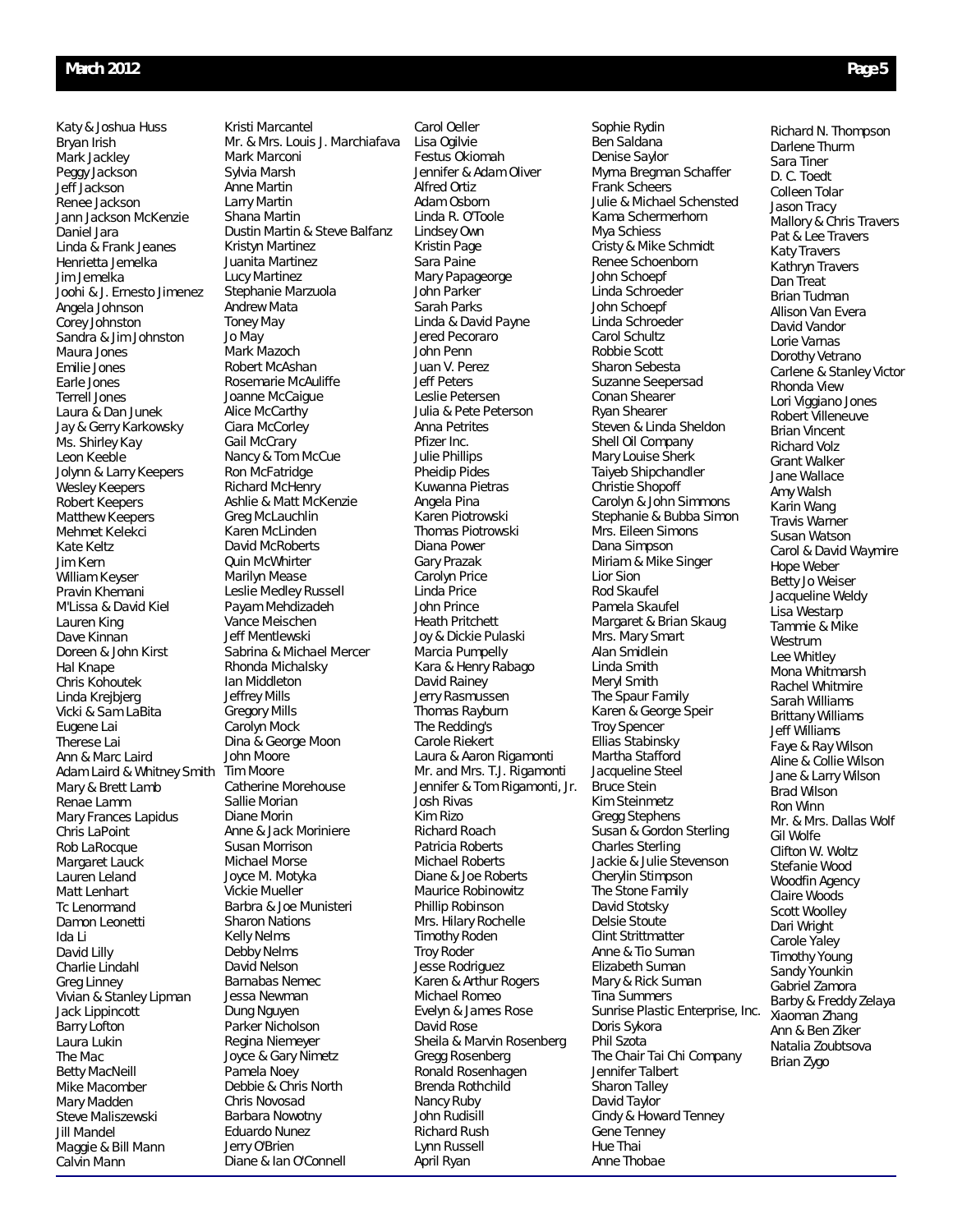Katy & Joshua Huss
Bryan Irish
Mark Jackley
Peggy Jackson
Jeff Jackson
Renee Jackson
Jann Jackson McKenzie
Daniel Jara
Linda & Frank Jeanes
Henrietta Jemelka
Jim Jemelka
Joohi & J. Ernesto Jimenez
Angela Johnson
Corey Johnston
Sandra & Jim Johnston
Maura Jones
Emilie Jones
Earle Jones
Terrell Jones
Laura & Dan Junek
Jay & Gerry Karkowsky
Ms. Shirley Kay
Leon Keeble
Jolynn & Larry Keepers
Wesley Keepers
Robert Keepers
Matthew Keepers
Mehmet Kelekci
Kate Keltz
Jim Kern
William Keyser
Pravin Khemani
M'Lissa & David Kiel
Lauren King
Dave Kinnan
Doreen & John Kirst
Hal Knape
Chris Kohoutek
Linda Krejbjerg
Vicki & Sam LaBita
Eugene Lai
Therese Lai
Ann & Marc Laird
Adam Laird & Whitney Smith
Mary & Brett Lamb
Renae Lamm
Mary Frances Lapidus
Chris LaPoint
Rob LaRocque
Margaret Lauck
Lauren Leland
Matt Lenhart
Tc Lenormand
Damon Leonetti
Ida Li
David Lilly
Charlie Lindahl
Greg Linney
Vivian & Stanley Lipman
Jack Lippincott
Barry Lofton
Laura Lukin
The Mac
Betty MacNeill
Mike Macomber
Mary Madden
Steve Maliszewski
Jill Mandel
Maggie & Bill Mann
Calvin Mann

Kristi Marcantel
Mr. & Mrs. Louis J. Marchiafava
Mark Marconi
Sylvia Marsh
Anne Martin
Larry Martin
Shana Martin
Dustin Martin & Steve Balfanz
Kristyn Martinez
Juanita Martinez
Lucy Martinez
Stephanie Marzuola
Andrew Mata
Toney May
Jo May
Mark Mazoch
Robert McAshan
Rosemarie McAuliffe
Joanne McCaigue
Alice McCarthy
Ciara McCorley
Gail McCrary
Nancy & Tom McCue
Ron McFatridge
Richard McHenry
Ashlie & Matt McKenzie
Greg McLauchlin
Karen McLinden
David McRoberts
Quin McWhirter
Marilyn Mease
Leslie Medley Russell
Payam Mehdizadeh
Vance Meischen
Jeff Mentlewski
Sabrina & Michael Mercer
Rhonda Michalsky
Ian Middleton
Jeffrey Mills
Gregory Mills
Carolyn Mock
Dina & George Moon
John Moore
Tim Moore
Catherine Morehouse
Sallie Morian
Diane Morin
Anne & Jack Moriniere
Susan Morrison
Michael Morse
Joyce M. Motyka
Vickie Mueller
Barbra & Joe Munisteri
Sharon Nations
Kelly Nelms
Debby Nelms
David Nelson
Barnabas Nemec
Jessa Newman
Dung Nguyen
Parker Nicholson
Regina Niemeyer
Joyce & Gary Nimetz
Pamela Noey
Debbie & Chris North
Chris Novosad
Barbara Nowotny
Eduardo Nunez
Jerry O'Brien
Diane & Ian O'Connell

Carol Oeller
Lisa Ogilvie
Festus Okiomah
Jennifer & Adam Oliver
Alfred Ortiz
Adam Osborn
Linda R. O'Toole
Lindsey Own
Kristin Page
Sara Paine
Mary Papageorge
John Parker
Sarah Parks
Linda & David Payne
Jered Pecoraro
John Penn
Juan V. Perez
Jeff Peters
Leslie Petersen
Julia & Pete Peterson
Anna Petrites
Pfizer Inc.
Julie Phillips
Pheidip Pides
Kuwanna Pietras
Angela Pina
Karen Piotrowski
Thomas Piotrowski
Diana Power
Gary Prazak
Carolyn Price
Linda Price
John Prince
Heath Pritchett
Joy & Dickie Pulaski
Marcia Pumpelly
Kara & Henry Rabago
David Rainey
Jerry Rasmussen
Thomas Rayburn
The Redding's
Carole Riekert
Laura & Aaron Rigamonti
Mr. and Mrs. T.J. Rigamonti
Jennifer & Tom Rigamonti, Jr.
Josh Rivas
Kim Rizo
Richard Roach
Patricia Roberts
Michael Roberts
Diane & Joe Roberts
Maurice Robinowitz
Phillip Robinson
Mrs. Hilary Rochelle
Timothy Roden
Troy Roder
Jesse Rodriguez
Karen & Arthur Rogers
Michael Romeo
Evelyn & James Rose
David Rose
Sheila & Marvin Rosenberg
Gregg Rosenberg
Ronald Rosenhagen
Brenda Rothchild
Nancy Ruby
John Rudisill
Richard Rush
Lynn Russell
April Ryan

Sophie Rydin
Ben Saldana
Denise Saylor
Myrna Bregman Schaffer
Frank Scheers
Julie & Michael Schensted
Kama Schermerhorn
Mya Schiess
Cristy & Mike Schmidt
Renee Schoenborn
John Schoepf
Linda Schroeder
John Schoepf
Linda Schroeder
Carol Schultz
Robbie Scott
Sharon Sebesta
Suzanne Seepersad
Conan Shearer
Ryan Shearer
Steven & Linda Sheldon
Shell Oil Company
Mary Louise Sherk
Taiyeb Shipchandler
Christie Shopoff
Carolyn & John Simmons
Stephanie & Bubba Simon
Mrs. Eileen Simons
Dana Simpson
Miriam & Mike Singer
Lior Sion
Rod Skaufel
Pamela Skaufel
Margaret & Brian Skaug
Mrs. Mary Smart
Alan Smidlein
Linda Smith
Meryl Smith
The Spaur Family
Karen & George Speir
Troy Spencer
Ellias Stabinsky
Martha Stafford
Jacqueline Steel
Bruce Stein
Kim Steinmetz
Gregg Stephens
Susan & Gordon Sterling
Charles Sterling
Jackie & Julie Stevenson
Cherylin Stimpson
The Stone Family
David Stotsky
Delsie Stoute
Clint Strittmatter
Anne & Tio Suman
Elizabeth Suman
Mary & Rick Suman
Tina Summers
Sunrise Plastic Enterprise, Inc.
Doris Sykora
Phil Szota
The Chair Tai Chi Company
Jennifer Talbert
Sharon Talley
David Taylor
Cindy & Howard Tenney
Gene Tenney
Hue Thai
Anne Thobae

Richard N. Thompson
Darlene Thurm
Sara Tiner
D. C. Toedt
Colleen Tolar
Jason Tracy
Mallory & Chris Travers
Pat & Lee Travers
Katy Travers
Kathryn Travers
Dan Treat
Brian Tudman
Allison Van Evera
David Vandor
Lorie Varnas
Dorothy Vetrano
Carlene & Stanley Victor
Rhonda View
Lori Viggiano Jones
Robert Villeneuve
Brian Vincent
Richard Volz
Grant Walker
Jane Wallace
Amy Walsh
Karin Wang
Travis Warner
Susan Watson
Carol & David Waymire
Hope Weber
Betty Jo Weiser
Jacqueline Weldy
Lisa Westarp
Tammie & Mike Westrum
Lee Whitley
Mona Whitmarsh
Rachel Whitmire
Sarah Williams
Brittany Williams
Jeff Williams
Faye & Ray Wilson
Aline & Collie Wilson
Jane & Larry Wilson
Brad Wilson
Ron Winn
Mr. & Mrs. Dallas Wolf
Gil Wolfe
Clifton W. Woltz
Stefanie Wood
Woodfin Agency
Claire Woods
Scott Woolley
Dari Wright
Carole Yaley
Timothy Young
Sandy Younkin
Gabriel Zamora
Barby & Freddy Zelaya
Xiaoman Zhang
Ann & Ben Ziker
Natalia Zoubtsova
Brian Zygo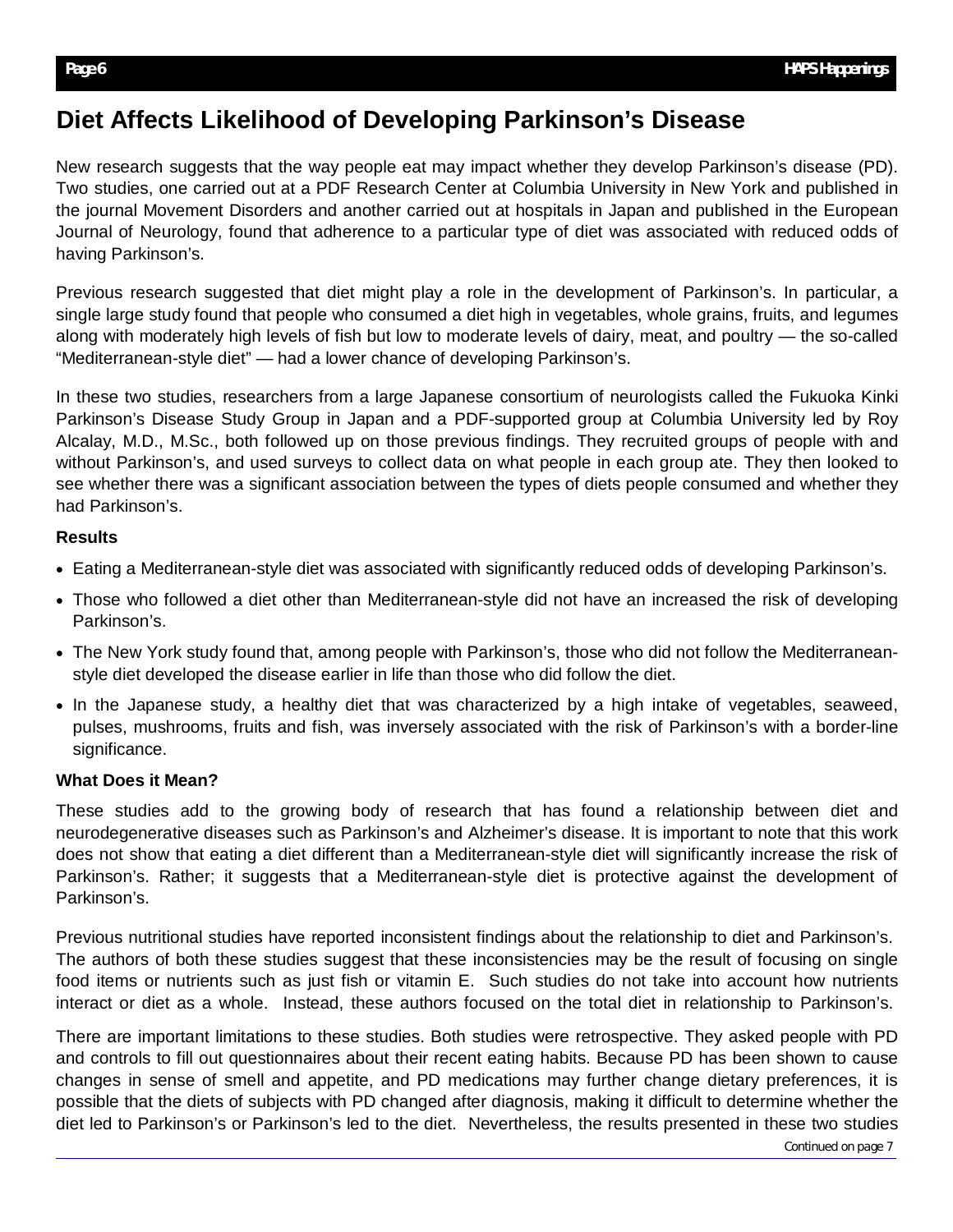# Diet Affects Likelihood of Developing Parkinson's Disease

New research suggests that the way people eat may impact whether they develop Parkinson's disease (PD). Two studies, one carried out at a PDF Research Center at Columbia University in New York and published in the journal Movement Disorders and another carried out at hospitals in Japan and published in the European Journal of Neurology, found that adherence to a particular type of diet was associated with reduced odds of having Parkinson's.

Previous research suggested that diet might play a role in the development of Parkinson's. In particular, a single large study found that people who consumed a diet high in vegetables, whole grains, fruits, and legumes along with moderately high levels of fish but low to moderate levels of dairy, meat, and poultry — the so-called "Mediterranean-style diet" — had a lower chance of developing Parkinson's.

In these two studies, researchers from a large Japanese consortium of neurologists called the Fukuoka Kinki Parkinson's Disease Study Group in Japan and a PDF-supported group at Columbia University led by Roy Alcalay, M.D., M.Sc., both followed up on those previous findings. They recruited groups of people with and without Parkinson's, and used surveys to collect data on what people in each group ate. They then looked to see whether there was a significant association between the types of diets people consumed and whether they had Parkinson's.

**Results**

- Eating a Mediterranean-style diet was associated with significantly reduced odds of developing Parkinson's.
- Those who followed a diet other than Mediterranean-style did not have an increased the risk of developing Parkinson's.
- The New York study found that, among people with Parkinson's, those who did not follow the Mediterranean-style diet developed the disease earlier in life than those who did follow the diet.
- In the Japanese study, a healthy diet that was characterized by a high intake of vegetables, seaweed, pulses, mushrooms, fruits and fish, was inversely associated with the risk of Parkinson's with a border-line significance.

**What Does it Mean?**

These studies add to the growing body of research that has found a relationship between diet and neurodegenerative diseases such as Parkinson's and Alzheimer's disease. It is important to note that this work does not show that eating a diet different than a Mediterranean-style diet will significantly increase the risk of Parkinson's. Rather; it suggests that a Mediterranean-style diet is protective against the development of Parkinson's.

Previous nutritional studies have reported inconsistent findings about the relationship to diet and Parkinson's. The authors of both these studies suggest that these inconsistencies may be the result of focusing on single food items or nutrients such as just fish or vitamin E. Such studies do not take into account how nutrients interact or diet as a whole. Instead, these authors focused on the total diet in relationship to Parkinson's.

There are important limitations to these studies. Both studies were retrospective. They asked people with PD and controls to fill out questionnaires about their recent eating habits. Because PD has been shown to cause changes in sense of smell and appetite, and PD medications may further change dietary preferences, it is possible that the diets of subjects with PD changed after diagnosis, making it difficult to determine whether the diet led to Parkinson's or Parkinson's led to the diet. Nevertheless, the results presented in these two studies

Continued on page 7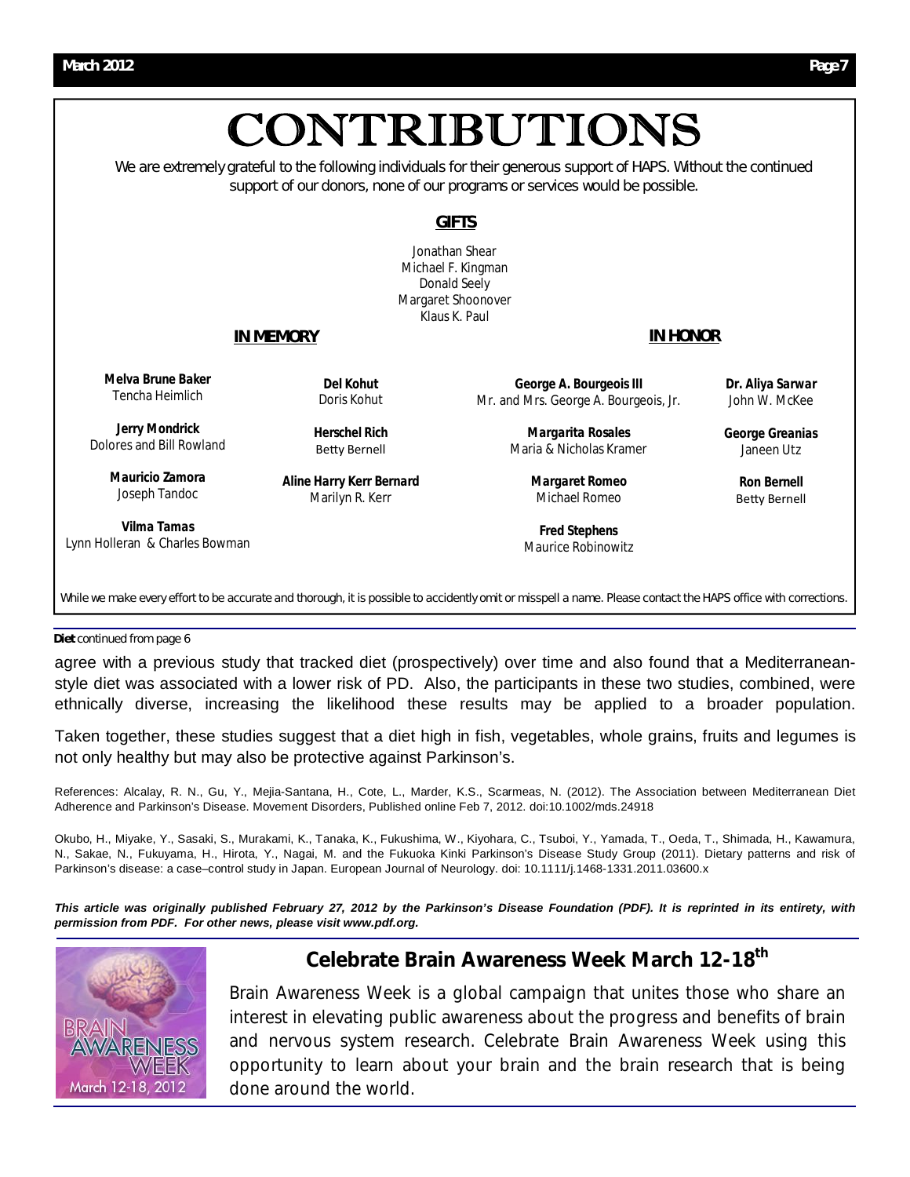# CONTRIBUTIONS

We are extremely grateful to the following individuals for their generous support of HAPS. Without the continued support of our donors, none of our programs or services would be possible.

## GIFTS

Jonathan Shear
Michael F. Kingman
Donald Seely
Margaret Shoonover
Klaus K. Paul

## IN MEMORY

**Melva Brune Baker**
Tencha Heimlich

**Jerry Mondrick**
Dolores and Bill Rowland

**Mauricio Zamora**
Joseph Tandoc

**Vilma Tamas**
Lynn Holleran & Charles Bowman

**Del Kohut**
Doris Kohut

**Herschel Rich**
Betty Bernell

**Aline Harry Kerr Bernard**
Marilyn R. Kerr

## IN HONOR

**George A. Bourgeois III**
Mr. and Mrs. George A. Bourgeois, Jr.

**Margarita Rosales**
Maria & Nicholas Kramer

**Margaret Romeo**
Michael Romeo

**Fred Stephens**
Maurice Robinowitz

**Dr. Aliya Sarwar**
John W. McKee

**George Greanias**
Janeen Utz

**Ron Bernell**
Betty Bernell

While we make every effort to be accurate and thorough, it is possible to accidently omit or misspell a name. Please contact the HAPS office with corrections.

**Diet** continued from page 6

agree with a previous study that tracked diet (prospectively) over time and also found that a Mediterranean-style diet was associated with a lower risk of PD. Also, the participants in these two studies, combined, were ethnically diverse, increasing the likelihood these results may be applied to a broader population.

Taken together, these studies suggest that a diet high in fish, vegetables, whole grains, fruits and legumes is not only healthy but may also be protective against Parkinson's.

References: Alcalay, R. N., Gu, Y., Mejia-Santana, H., Cote, L., Marder, K.S., Scarmeas, N. (2012). The Association between Mediterranean Diet Adherence and Parkinson's Disease. Movement Disorders, Published online Feb 7, 2012. doi:10.1002/mds.24918

Okubo, H., Miyake, Y., Sasaki, S., Murakami, K., Tanaka, K., Fukushima, W., Kiyohara, C., Tsuboi, Y., Yamada, T., Oeda, T., Shimada, H., Kawamura, N., Sakae, N., Fukuyama, H., Hirota, Y., Nagai, M. and the Fukuoka Kinki Parkinson's Disease Study Group (2011). Dietary patterns and risk of Parkinson's disease: a case–control study in Japan. European Journal of Neurology. doi: 10.1111/j.1468-1331.2011.03600.x

***This article was originally published February 27, 2012 by the Parkinson's Disease Foundation (PDF). It is reprinted in its entirety, with permission from PDF. For other news, please visit www.pdf.org.***

## Celebrate Brain Awareness Week March 12-18th

Brain Awareness Week is a global campaign that unites those who share an interest in elevating public awareness about the progress and benefits of brain and nervous system research. Celebrate Brain Awareness Week using this opportunity to learn about your brain and the brain research that is being done around the world.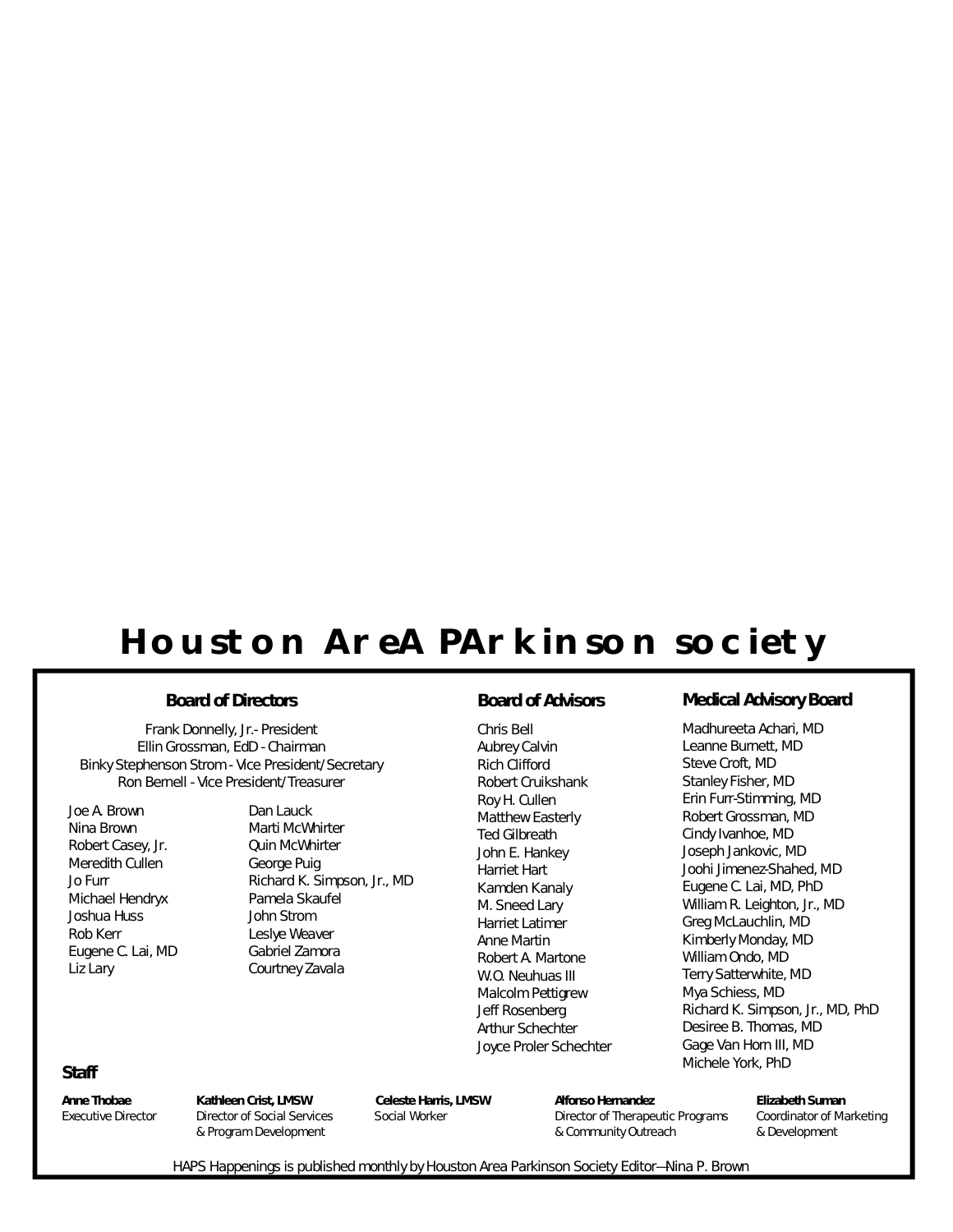# Houston Area Parkinson Society

## Board of Directors

Frank Donnelly, Jr.- President
Ellin Grossman, EdD - Chairman
Binky Stephenson Strom - Vice President/Secretary
Ron Bernell - Vice President/Treasurer

Joe A. Brown
Nina Brown
Robert Casey, Jr.
Meredith Cullen
Jo Furr
Michael Hendryx
Joshua Huss
Rob Kerr
Eugene C. Lai, MD
Liz Lary
Dan Lauck
Marti McWhirter
Quin McWhirter
George Puig
Richard K. Simpson, Jr., MD
Pamela Skaufel
John Strom
Leslye Weaver
Gabriel Zamora
Courtney Zavala

## Board of Advisors

Chris Bell
Aubrey Calvin
Rich Clifford
Robert Cruikshank
Roy H. Cullen
Matthew Easterly
Ted Gilbreath
John E. Hankey
Harriet Hart
Kamden Kanaly
M. Sneed Lary
Harriet Latimer
Anne Martin
Robert A. Martone
W.O. Neuhuas III
Malcolm Pettigrew
Jeff Rosenberg
Arthur Schechter
Joyce Proler Schechter

## Medical Advisory Board

Madhureeta Achari, MD
Leanne Burnett, MD
Steve Croft, MD
Stanley Fisher, MD
Erin Furr-Stimming, MD
Robert Grossman, MD
Cindy Ivanhoe, MD
Joseph Jankovic, MD
Joohi Jimenez-Shahed, MD
Eugene C. Lai, MD, PhD
William R. Leighton, Jr., MD
Greg McLauchlin, MD
Kimberly Monday, MD
William Ondo, MD
Terry Satterwhite, MD
Mya Schiess, MD
Richard K. Simpson, Jr., MD, PhD
Desiree B. Thomas, MD
Gage Van Horn III, MD
Michele York, PhD

## Staff

**Anne Thobae**
Executive Director

**Kathleen Crist, LMSW**
Director of Social Services & Program Development

**Celeste Harris, LMSW**
Social Worker

**Alfonso Hernandez**
Director of Therapeutic Programs & Community Outreach

**Elizabeth Suman**
Coordinator of Marketing & Development

HAPS Happenings is published monthly by Houston Area Parkinson Society Editor—Nina P. Brown